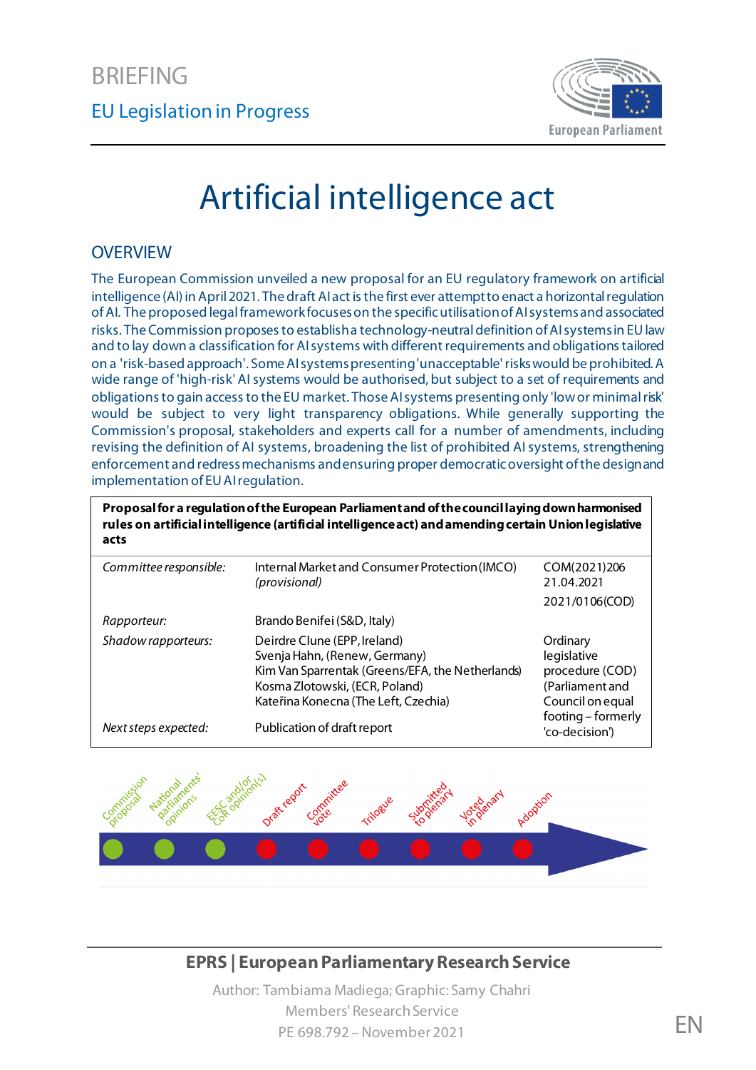BRIEFING

EU Legislation in Progress

# Artificial intelligence act

## OVERVIEW

The European Commission unveiled a new proposal for an EU regulatory framework on artificial intelligence (AI) in April 2021. The draft AI act is the first ever attempt to enact a horizontal regulation of AI. The proposed legal framework focuses on the specific utilisation of AI systems and associated risks. The Commission proposes to establish a technology-neutral definition of AI systems in EU law and to lay down a classification for AI systems with different requirements and obligations tailored on a 'risk-based approach'. Some AI systems presenting 'unacceptable' risks would be prohibited. A wide range of 'high-risk' AI systems would be authorised, but subject to a set of requirements and obligations to gain access to the EU market. Those AI systems presenting only 'low or minimal risk' would be subject to very light transparency obligations. While generally supporting the Commission's proposal, stakeholders and experts call for a number of amendments, including revising the definition of AI systems, broadening the list of prohibited AI systems, strengthening enforcement and redress mechanisms and ensuring proper democratic oversight of the design and implementation of EU AI regulation.

**Proposal for a regulation of the European Parliament and of the council laying down harmonised rules on artificial intelligence (artificial intelligence act) and amending certain Union legislative acts**

| | | |
|---|---|---|
| *Committee responsible:* | Internal Market and Consumer Protection (IMCO) *(provisional)* | COM(2021)206 21.04.2021 |
| | | 2021/0106(COD) |
| *Rapporteur:* | Brando Benifei (S&D, Italy) | |
| *Shadow rapporteurs:* | Deirdre Clune (EPP, Ireland)<br>Svenja Hahn, (Renew, Germany)<br>Kim Van Sparrentak (Greens/EFA, the Netherlands)<br>Kosma Zlotowski, (ECR, Poland)<br>Kateřina Konecna (The Left, Czechia) | Ordinary legislative procedure (COD) (Parliament and Council on equal footing – formerly 'co-decision') |
| *Next steps expected:* | Publication of draft report | |

Commission proposal – National parliaments' opinions – EESC and/or CoR opinion(s) – Draft report – Committee vote – Trilogue – Submitted to plenary – Voted in plenary – Adoption

**EPRS | European Parliamentary Research Service**

Author: Tambiama Madiega; Graphic: Samy Chahri
Members' Research Service
PE 698.792 – November 2021

EN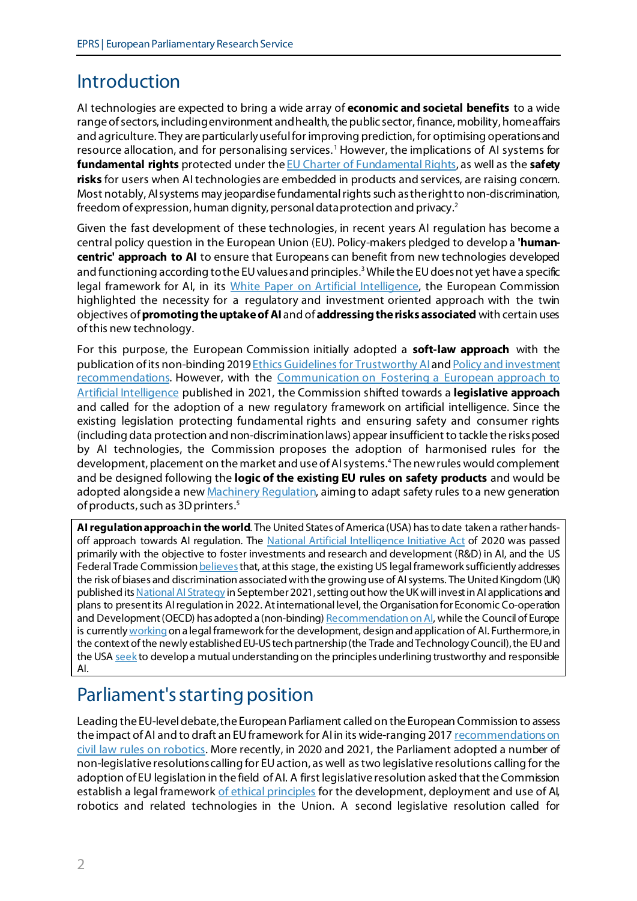# Introduction

AI technologies are expected to bring a wide array of **economic and societal benefits** to a wide range of sectors, including environment and health, the public sector, finance, mobility, home affairs and agriculture. They are particularly useful for improving prediction, for optimising operations and resource allocation, and for personalising services.[1] However, the implications of AI systems for **fundamental rights** protected under the EU Charter of Fundamental Rights, as well as the **safety risks** for users when AI technologies are embedded in products and services, are raising concern. Most notably, AI systems may jeopardise fundamental rights such as the right to non-discrimination, freedom of expression, human dignity, personal data protection and privacy.[2]

Given the fast development of these technologies, in recent years AI regulation has become a central policy question in the European Union (EU). Policy-makers pledged to develop a **'human-centric' approach to AI** to ensure that Europeans can benefit from new technologies developed and functioning according to the EU values and principles.[3] While the EU does not yet have a specific legal framework for AI, in its White Paper on Artificial Intelligence, the European Commission highlighted the necessity for a regulatory and investment oriented approach with the twin objectives of **promoting the uptake of AI** and of **addressing the risks associated** with certain uses of this new technology.

For this purpose, the European Commission initially adopted a **soft-law approach** with the publication of its non-binding 2019 Ethics Guidelines for Trustworthy AI and Policy and investment recommendations. However, with the Communication on Fostering a European approach to Artificial Intelligence published in 2021, the Commission shifted towards a **legislative approach** and called for the adoption of a new regulatory framework on artificial intelligence. Since the existing legislation protecting fundamental rights and ensuring safety and consumer rights (including data protection and non-discrimination laws) appear insufficient to tackle the risks posed by AI technologies, the Commission proposes the adoption of harmonised rules for the development, placement on the market and use of AI systems.[4] The new rules would complement and be designed following the **logic of the existing EU rules on safety products** and would be adopted alongside a new Machinery Regulation, aiming to adapt safety rules to a new generation of products, such as 3D printers.[5]

**AI regulation approach in the world**. The United States of America (USA) has to date taken a rather hands-off approach towards AI regulation. The National Artificial Intelligence Initiative Act of 2020 was passed primarily with the objective to foster investments and research and development (R&D) in AI, and the US Federal Trade Commission believes that, at this stage, the existing US legal framework sufficiently addresses the risk of biases and discrimination associated with the growing use of AI systems. The United Kingdom (UK) published its National AI Strategy in September 2021, setting out how the UK will invest in AI applications and plans to present its AI regulation in 2022. At international level, the Organisation for Economic Co-operation and Development (OECD) has adopted a (non-binding) Recommendation on AI, while the Council of Europe is currently working on a legal framework for the development, design and application of AI. Furthermore, in the context of the newly established EU-US tech partnership (the Trade and Technology Council), the EU and the USA seek to develop a mutual understanding on the principles underlining trustworthy and responsible AI.

# Parliament's starting position

Leading the EU-level debate, the European Parliament called on the European Commission to assess the impact of AI and to draft an EU framework for AI in its wide-ranging 2017 recommendations on civil law rules on robotics. More recently, in 2020 and 2021, the Parliament adopted a number of non-legislative resolutions calling for EU action, as well as two legislative resolutions calling for the adoption of EU legislation in the field of AI. A first legislative resolution asked that the Commission establish a legal framework of ethical principles for the development, deployment and use of AI, robotics and related technologies in the Union. A second legislative resolution called for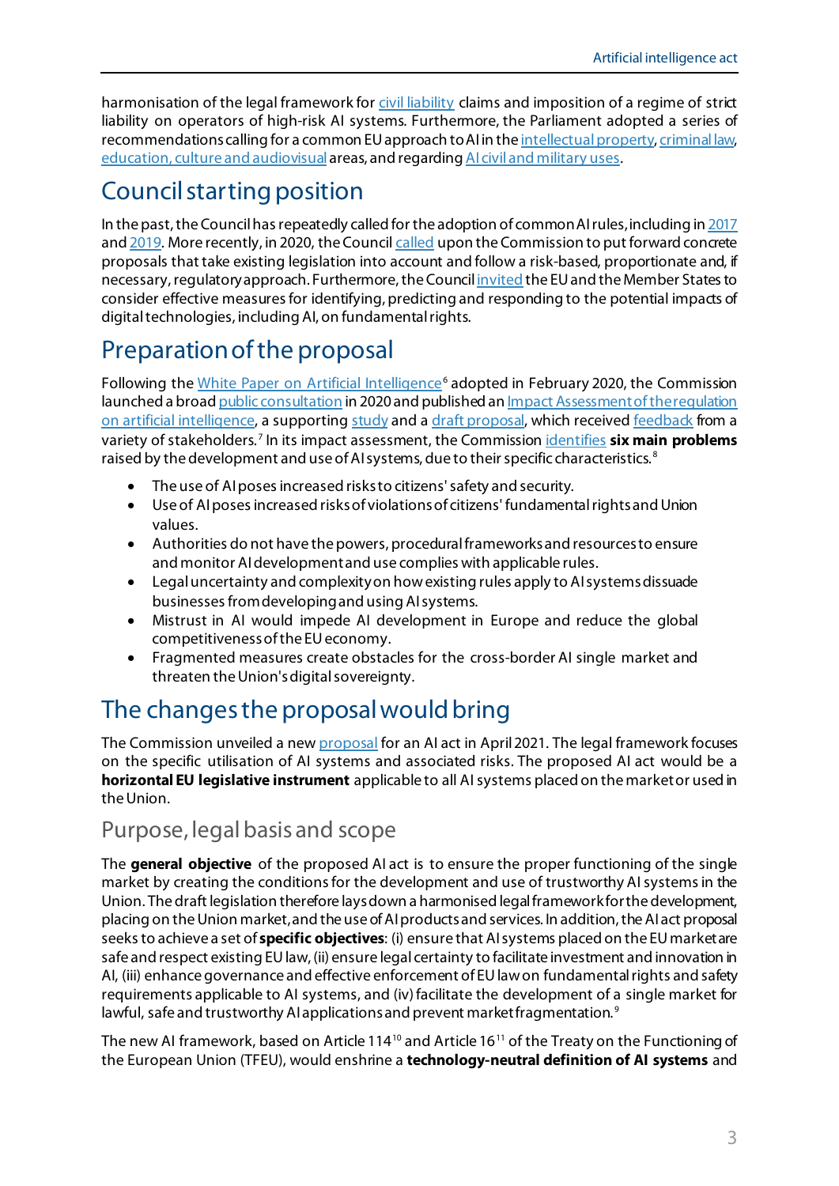harmonisation of the legal framework for civil liability claims and imposition of a regime of strict liability on operators of high-risk AI systems. Furthermore, the Parliament adopted a series of recommendations calling for a common EU approach to AI in the intellectual property, criminal law, education, culture and audiovisual areas, and regarding AI civil and military uses.

## Council starting position

In the past, the Council has repeatedly called for the adoption of common AI rules, including in 2017 and 2019. More recently, in 2020, the Council called upon the Commission to put forward concrete proposals that take existing legislation into account and follow a risk-based, proportionate and, if necessary, regulatory approach. Furthermore, the Council invited the EU and the Member States to consider effective measures for identifying, predicting and responding to the potential impacts of digital technologies, including AI, on fundamental rights.

## Preparation of the proposal

Following the White Paper on Artificial Intelligence[6] adopted in February 2020, the Commission launched a broad public consultation in 2020 and published an Impact Assessment of the regulation on artificial intelligence, a supporting study and a draft proposal, which received feedback from a variety of stakeholders.[7] In its impact assessment, the Commission identifies **six main problems** raised by the development and use of AI systems, due to their specific characteristics.[8]

- The use of AI poses increased risks to citizens' safety and security.
- Use of AI poses increased risks of violations of citizens' fundamental rights and Union values.
- Authorities do not have the powers, procedural frameworks and resources to ensure and monitor AI development and use complies with applicable rules.
- Legal uncertainty and complexity on how existing rules apply to AI systems dissuade businesses from developing and using AI systems.
- Mistrust in AI would impede AI development in Europe and reduce the global competitiveness of the EU economy.
- Fragmented measures create obstacles for the cross-border AI single market and threaten the Union's digital sovereignty.

## The changes the proposal would bring

The Commission unveiled a new proposal for an AI act in April 2021. The legal framework focuses on the specific utilisation of AI systems and associated risks. The proposed AI act would be a **horizontal EU legislative instrument** applicable to all AI systems placed on the market or used in the Union.

### Purpose, legal basis and scope

The **general objective** of the proposed AI act is to ensure the proper functioning of the single market by creating the conditions for the development and use of trustworthy AI systems in the Union. The draft legislation therefore lays down a harmonised legal framework for the development, placing on the Union market, and the use of AI products and services. In addition, the AI act proposal seeks to achieve a set of **specific objectives**: (i) ensure that AI systems placed on the EU market are safe and respect existing EU law, (ii) ensure legal certainty to facilitate investment and innovation in AI, (iii) enhance governance and effective enforcement of EU law on fundamental rights and safety requirements applicable to AI systems, and (iv) facilitate the development of a single market for lawful, safe and trustworthy AI applications and prevent market fragmentation.[9]

The new AI framework, based on Article 114[10] and Article 16[11] of the Treaty on the Functioning of the European Union (TFEU), would enshrine a **technology-neutral definition of AI systems** and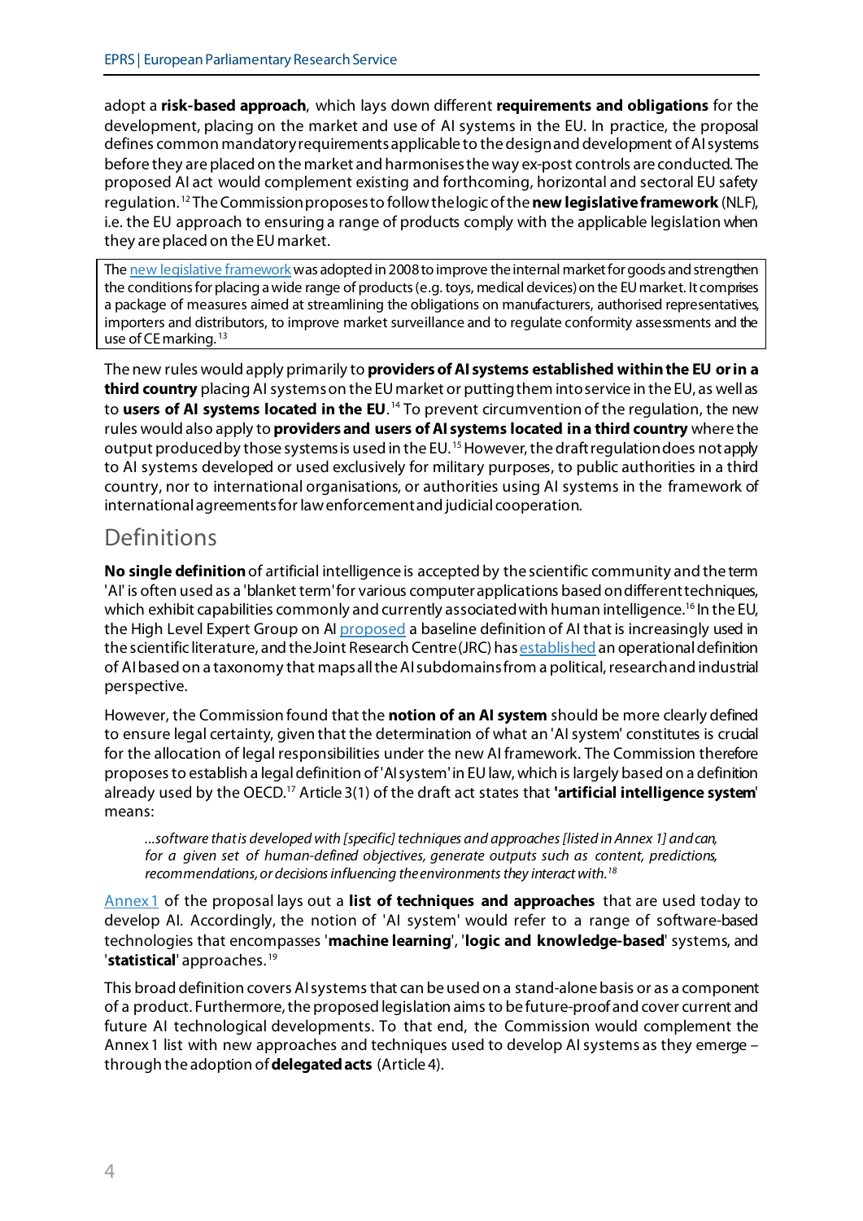adopt a **risk-based approach**, which lays down different **requirements and obligations** for the development, placing on the market and use of AI systems in the EU. In practice, the proposal defines common mandatory requirements applicable to the design and development of AI systems before they are placed on the market and harmonises the way ex-post controls are conducted. The proposed AI act would complement existing and forthcoming, horizontal and sectoral EU safety regulation.[12] The Commission proposes to follow the logic of the **new legislative framework** (NLF), i.e. the EU approach to ensuring a range of products comply with the applicable legislation when they are placed on the EU market.

> The new legislative framework was adopted in 2008 to improve the internal market for goods and strengthen the conditions for placing a wide range of products (e.g. toys, medical devices) on the EU market. It comprises a package of measures aimed at streamlining the obligations on manufacturers, authorised representatives, importers and distributors, to improve market surveillance and to regulate conformity assessments and the use of CE marking.[13]

The new rules would apply primarily to **providers of AI systems established within the EU or in a third country** placing AI systems on the EU market or putting them into service in the EU, as well as to **users of AI systems located in the EU**.[14] To prevent circumvention of the regulation, the new rules would also apply to **providers and users of AI systems located in a third country** where the output produced by those systems is used in the EU.[15] However, the draft regulation does not apply to AI systems developed or used exclusively for military purposes, to public authorities in a third country, nor to international organisations, or authorities using AI systems in the framework of international agreements for law enforcement and judicial cooperation.

## Definitions

**No single definition** of artificial intelligence is accepted by the scientific community and the term 'AI' is often used as a 'blanket term' for various computer applications based on different techniques, which exhibit capabilities commonly and currently associated with human intelligence.[16] In the EU, the High Level Expert Group on AI proposed a baseline definition of AI that is increasingly used in the scientific literature, and the Joint Research Centre (JRC) has established an operational definition of AI based on a taxonomy that maps all the AI subdomains from a political, research and industrial perspective.

However, the Commission found that the **notion of an AI system** should be more clearly defined to ensure legal certainty, given that the determination of what an 'AI system' constitutes is crucial for the allocation of legal responsibilities under the new AI framework. The Commission therefore proposes to establish a legal definition of 'AI system' in EU law, which is largely based on a definition already used by the OECD.[17] Article 3(1) of the draft act states that **'artificial intelligence system'** means:

> *...software that is developed with [specific] techniques and approaches [listed in Annex 1] and can, for a given set of human-defined objectives, generate outputs such as content, predictions, recommendations, or decisions influencing the environments they interact with.*[18]

Annex 1 of the proposal lays out a **list of techniques and approaches** that are used today to develop AI. Accordingly, the notion of 'AI system' would refer to a range of software-based technologies that encompasses '**machine learning**', '**logic and knowledge-based**' systems, and '**statistical**' approaches.[19]

This broad definition covers AI systems that can be used on a stand-alone basis or as a component of a product. Furthermore, the proposed legislation aims to be future-proof and cover current and future AI technological developments. To that end, the Commission would complement the Annex 1 list with new approaches and techniques used to develop AI systems as they emerge – through the adoption of **delegated acts** (Article 4).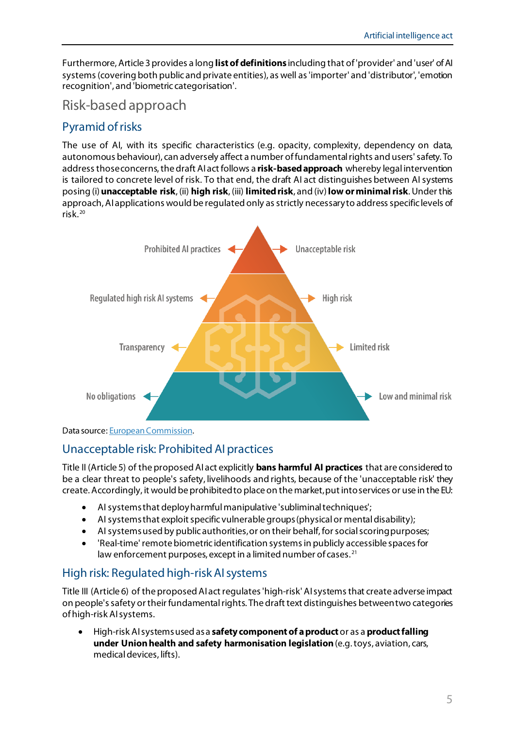Furthermore, Article 3 provides a long **list of definitions** including that of 'provider' and 'user' of AI systems (covering both public and private entities), as well as 'importer' and 'distributor', 'emotion recognition', and 'biometric categorisation'.

## Risk-based approach

### Pyramid of risks

The use of AI, with its specific characteristics (e.g. opacity, complexity, dependency on data, autonomous behaviour), can adversely affect a number of fundamental rights and users' safety. To address those concerns, the draft AI act follows a **risk-based approach** whereby legal intervention is tailored to concrete level of risk. To that end, the draft AI act distinguishes between AI systems posing (i) **unacceptable risk**, (ii) **high risk**, (iii) **limited risk**, and (iv) **low or minimal risk**. Under this approach, AI applications would be regulated only as strictly necessary to address specific levels of risk.[20]

Prohibited AI practices ← → Unacceptable risk

Regulated high risk AI systems ← → High risk

Transparency ← → Limited risk

No obligations ← → Low and minimal risk

Data source: European Commission.

### Unacceptable risk: Prohibited AI practices

Title II (Article 5) of the proposed AI act explicitly **bans harmful AI practices** that are considered to be a clear threat to people's safety, livelihoods and rights, because of the 'unacceptable risk' they create. Accordingly, it would be prohibited to place on the market, put into services or use in the EU:

- AI systems that deploy harmful manipulative 'subliminal techniques';
- AI systems that exploit specific vulnerable groups (physical or mental disability);
- AI systems used by public authorities, or on their behalf, for social scoring purposes;
- 'Real-time' remote biometric identification systems in publicly accessible spaces for law enforcement purposes, except in a limited number of cases.[21]

### High risk: Regulated high-risk AI systems

Title III (Article 6) of the proposed AI act regulates 'high-risk' AI systems that create adverse impact on people's safety or their fundamental rights. The draft text distinguishes between two categories of high-risk AI systems.

- High-risk AI systems used as a **safety component of a product** or as a **product falling under Union health and safety harmonisation legislation** (e.g. toys, aviation, cars, medical devices, lifts).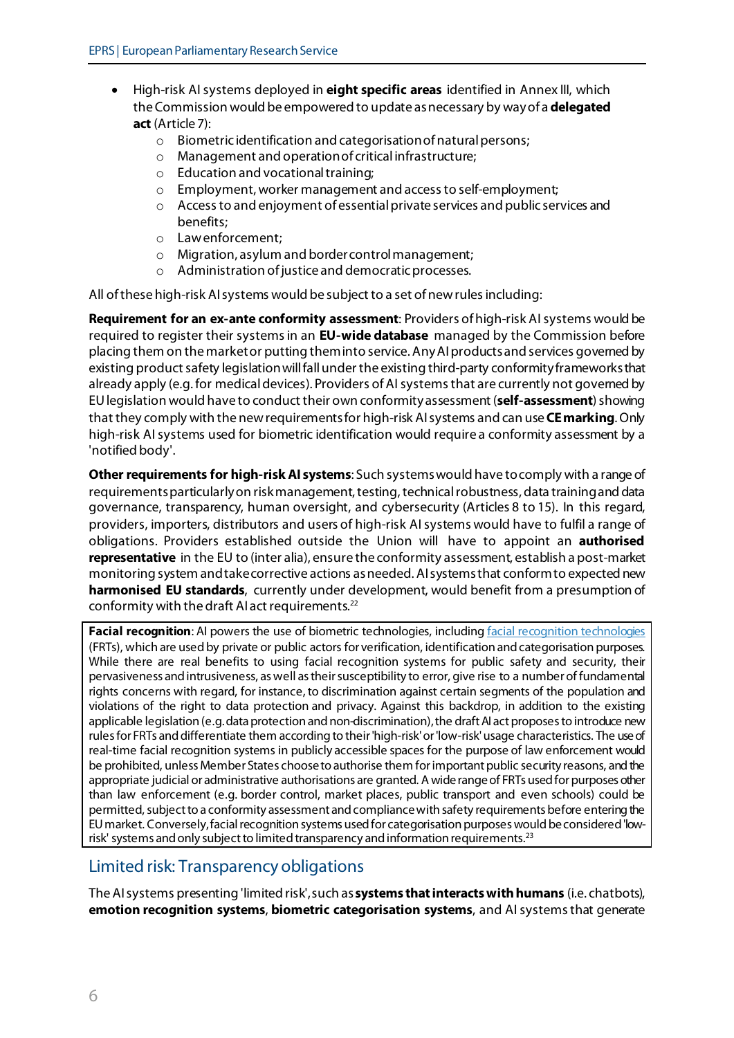- High-risk AI systems deployed in **eight specific areas** identified in Annex III, which the Commission would be empowered to update as necessary by way of a **delegated act** (Article 7):
    - Biometric identification and categorisation of natural persons;
    - Management and operation of critical infrastructure;
    - Education and vocational training;
    - Employment, worker management and access to self-employment;
    - Access to and enjoyment of essential private services and public services and benefits;
    - Law enforcement;
    - Migration, asylum and border control management;
    - Administration of justice and democratic processes.

All of these high-risk AI systems would be subject to a set of new rules including:

**Requirement for an ex-ante conformity assessment**: Providers of high-risk AI systems would be required to register their systems in an **EU-wide database** managed by the Commission before placing them on the market or putting them into service. Any AI products and services governed by existing product safety legislation will fall under the existing third-party conformity frameworks that already apply (e.g. for medical devices). Providers of AI systems that are currently not governed by EU legislation would have to conduct their own conformity assessment (**self-assessment**) showing that they comply with the new requirements for high-risk AI systems and can use **CE marking**. Only high-risk AI systems used for biometric identification would require a conformity assessment by a 'notified body'.

**Other requirements for high-risk AI systems**: Such systems would have to comply with a range of requirements particularly on risk management, testing, technical robustness, data training and data governance, transparency, human oversight, and cybersecurity (Articles 8 to 15). In this regard, providers, importers, distributors and users of high-risk AI systems would have to fulfil a range of obligations. Providers established outside the Union will have to appoint an **authorised representative** in the EU to (inter alia), ensure the conformity assessment, establish a post-market monitoring system and take corrective actions as needed. AI systems that conform to expected new **harmonised EU standards**, currently under development, would benefit from a presumption of conformity with the draft AI act requirements.[22]

> **Facial recognition**: AI powers the use of biometric technologies, including facial recognition technologies (FRTs), which are used by private or public actors for verification, identification and categorisation purposes. While there are real benefits to using facial recognition systems for public safety and security, their pervasiveness and intrusiveness, as well as their susceptibility to error, give rise to a number of fundamental rights concerns with regard, for instance, to discrimination against certain segments of the population and violations of the right to data protection and privacy. Against this backdrop, in addition to the existing applicable legislation (e.g. data protection and non-discrimination), the draft AI act proposes to introduce new rules for FRTs and differentiate them according to their 'high-risk' or 'low-risk' usage characteristics. The use of real-time facial recognition systems in publicly accessible spaces for the purpose of law enforcement would be prohibited, unless Member States choose to authorise them for important public security reasons, and the appropriate judicial or administrative authorisations are granted. A wide range of FRTs used for purposes other than law enforcement (e.g. border control, market places, public transport and even schools) could be permitted, subject to a conformity assessment and compliance with safety requirements before entering the EU market. Conversely, facial recognition systems used for categorisation purposes would be considered 'low-risk' systems and only subject to limited transparency and information requirements.[23]

## Limited risk: Transparency obligations

The AI systems presenting 'limited risk', such as **systems that interacts with humans** (i.e. chatbots), **emotion recognition systems**, **biometric categorisation systems**, and AI systems that generate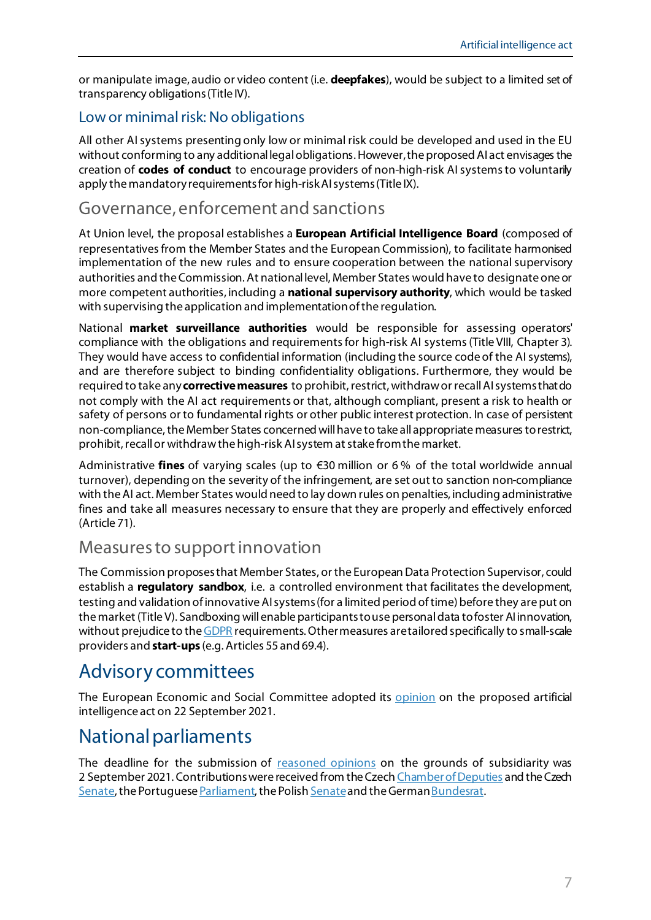or manipulate image, audio or video content (i.e. **deepfakes**), would be subject to a limited set of transparency obligations (Title IV).

### Low or minimal risk: No obligations

All other AI systems presenting only low or minimal risk could be developed and used in the EU without conforming to any additional legal obligations. However, the proposed AI act envisages the creation of **codes of conduct** to encourage providers of non-high-risk AI systems to voluntarily apply the mandatory requirements for high-risk AI systems (Title IX).

### Governance, enforcement and sanctions

At Union level, the proposal establishes a **European Artificial Intelligence Board** (composed of representatives from the Member States and the European Commission), to facilitate harmonised implementation of the new rules and to ensure cooperation between the national supervisory authorities and the Commission. At national level, Member States would have to designate one or more competent authorities, including a **national supervisory authority**, which would be tasked with supervising the application and implementation of the regulation.

National **market surveillance authorities** would be responsible for assessing operators' compliance with the obligations and requirements for high-risk AI systems (Title VIII, Chapter 3). They would have access to confidential information (including the source code of the AI systems), and are therefore subject to binding confidentiality obligations. Furthermore, they would be required to take any **corrective measures** to prohibit, restrict, withdraw or recall AI systems that do not comply with the AI act requirements or that, although compliant, present a risk to health or safety of persons or to fundamental rights or other public interest protection. In case of persistent non-compliance, the Member States concerned will have to take all appropriate measures to restrict, prohibit, recall or withdraw the high-risk AI system at stake from the market.

Administrative **fines** of varying scales (up to €30 million or 6 % of the total worldwide annual turnover), depending on the severity of the infringement, are set out to sanction non-compliance with the AI act. Member States would need to lay down rules on penalties, including administrative fines and take all measures necessary to ensure that they are properly and effectively enforced (Article 71).

### Measures to support innovation

The Commission proposes that Member States, or the European Data Protection Supervisor, could establish a **regulatory sandbox**, i.e. a controlled environment that facilitates the development, testing and validation of innovative AI systems (for a limited period of time) before they are put on the market (Title V). Sandboxing will enable participants to use personal data to foster AI innovation, without prejudice to the GDPR requirements. Other measures are tailored specifically to small-scale providers and **start-ups** (e.g. Articles 55 and 69.4).

## Advisory committees

The European Economic and Social Committee adopted its opinion on the proposed artificial intelligence act on 22 September 2021.

## National parliaments

The deadline for the submission of reasoned opinions on the grounds of subsidiarity was 2 September 2021. Contributions were received from the Czech Chamber of Deputies and the Czech Senate, the Portuguese Parliament, the Polish Senate and the German Bundesrat.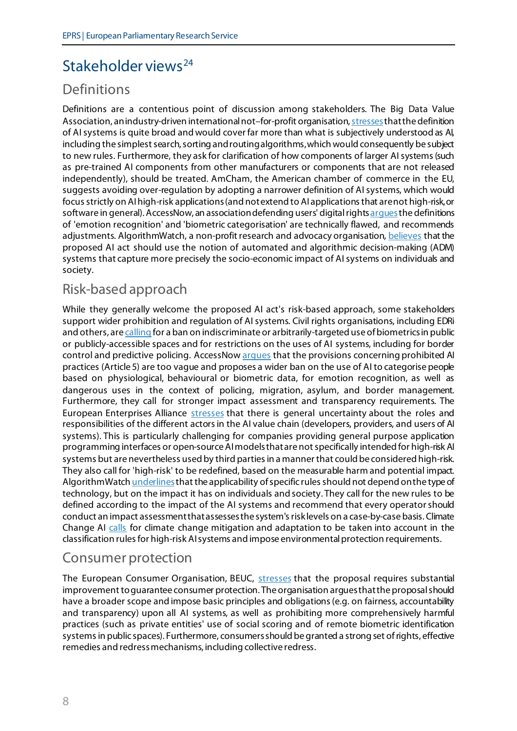## Stakeholder views[24]

### Definitions

Definitions are a contentious point of discussion among stakeholders. The Big Data Value Association, an industry-driven international not–for-profit organisation, stresses that the definition of AI systems is quite broad and would cover far more than what is subjectively understood as AI, including the simplest search, sorting and routing algorithms, which would consequently be subject to new rules. Furthermore, they ask for clarification of how components of larger AI systems (such as pre-trained AI components from other manufacturers or components that are not released independently), should be treated. AmCham, the American chamber of commerce in the EU, suggests avoiding over-regulation by adopting a narrower definition of AI systems, which would focus strictly on AI high-risk applications (and not extend to AI applications that are not high-risk, or software in general). AccessNow, an association defending users' digital rights argues the definitions of 'emotion recognition' and 'biometric categorisation' are technically flawed, and recommends adjustments. AlgorithmWatch, a non-profit research and advocacy organisation, believes that the proposed AI act should use the notion of automated and algorithmic decision-making (ADM) systems that capture more precisely the socio-economic impact of AI systems on individuals and society.

### Risk-based approach

While they generally welcome the proposed AI act's risk-based approach, some stakeholders support wider prohibition and regulation of AI systems. Civil rights organisations, including EDRi and others, are calling for a ban on indiscriminate or arbitrarily-targeted use of biometrics in public or publicly-accessible spaces and for restrictions on the uses of AI systems, including for border control and predictive policing. AccessNow argues that the provisions concerning prohibited AI practices (Article 5) are too vague and proposes a wider ban on the use of AI to categorise people based on physiological, behavioural or biometric data, for emotion recognition, as well as dangerous uses in the context of policing, migration, asylum, and border management. Furthermore, they call for stronger impact assessment and transparency requirements. The European Enterprises Alliance stresses that there is general uncertainty about the roles and responsibilities of the different actors in the AI value chain (developers, providers, and users of AI systems). This is particularly challenging for companies providing general purpose application programming interfaces or open-source AI models that are not specifically intended for high-risk AI systems but are nevertheless used by third parties in a manner that could be considered high-risk. They also call for 'high-risk' to be redefined, based on the measurable harm and potential impact. AlgorithmWatch underlines that the applicability of specific rules should not depend on the type of technology, but on the impact it has on individuals and society. They call for the new rules to be defined according to the impact of the AI systems and recommend that every operator should conduct an impact assessment that assesses the system's risk levels on a case-by-case basis. Climate Change AI calls for climate change mitigation and adaptation to be taken into account in the classification rules for high-risk AI systems and impose environmental protection requirements.

### Consumer protection

The European Consumer Organisation, BEUC, stresses that the proposal requires substantial improvement to guarantee consumer protection. The organisation argues that the proposal should have a broader scope and impose basic principles and obligations (e.g. on fairness, accountability and transparency) upon all AI systems, as well as prohibiting more comprehensively harmful practices (such as private entities' use of social scoring and of remote biometric identification systems in public spaces). Furthermore, consumers should be granted a strong set of rights, effective remedies and redress mechanisms, including collective redress.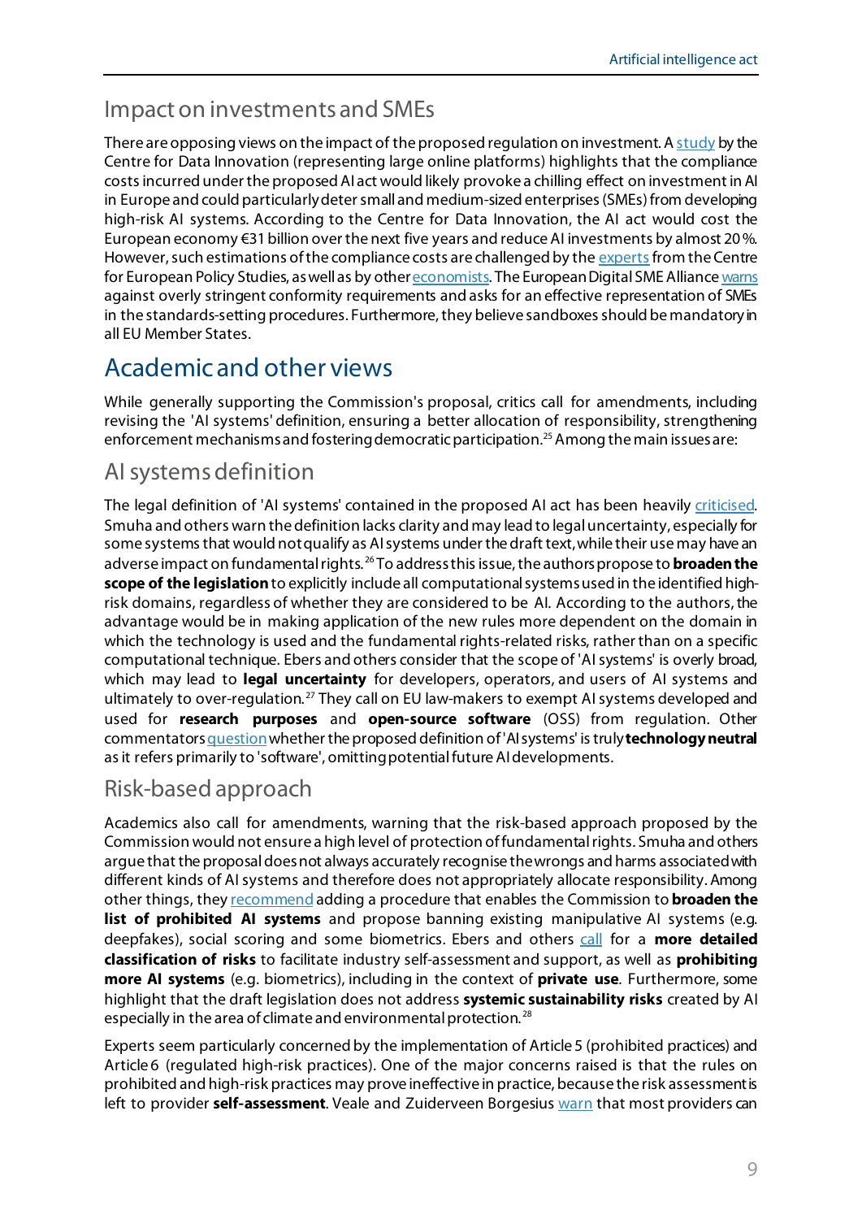## Impact on investments and SMEs

There are opposing views on the impact of the proposed regulation on investment. A study by the Centre for Data Innovation (representing large online platforms) highlights that the compliance costs incurred under the proposed AI act would likely provoke a chilling effect on investment in AI in Europe and could particularly deter small and medium-sized enterprises (SMEs) from developing high-risk AI systems. According to the Centre for Data Innovation, the AI act would cost the European economy €31 billion over the next five years and reduce AI investments by almost 20 %. However, such estimations of the compliance costs are challenged by the experts from the Centre for European Policy Studies, as well as by other economists. The European Digital SME Alliance warns against overly stringent conformity requirements and asks for an effective representation of SMEs in the standards-setting procedures. Furthermore, they believe sandboxes should be mandatory in all EU Member States.

# Academic and other views

While generally supporting the Commission's proposal, critics call for amendments, including revising the 'AI systems' definition, ensuring a better allocation of responsibility, strengthening enforcement mechanisms and fostering democratic participation.[25] Among the main issues are:

## AI systems definition

The legal definition of 'AI systems' contained in the proposed AI act has been heavily criticised. Smuha and others warn the definition lacks clarity and may lead to legal uncertainty, especially for some systems that would not qualify as AI systems under the draft text, while their use may have an adverse impact on fundamental rights.[26] To address this issue, the authors propose to **broaden the scope of the legislation** to explicitly include all computational systems used in the identified high-risk domains, regardless of whether they are considered to be AI. According to the authors, the advantage would be in making application of the new rules more dependent on the domain in which the technology is used and the fundamental rights-related risks, rather than on a specific computational technique. Ebers and others consider that the scope of 'AI systems' is overly broad, which may lead to **legal uncertainty** for developers, operators, and users of AI systems and ultimately to over-regulation.[27] They call on EU law-makers to exempt AI systems developed and used for **research purposes** and **open-source software** (OSS) from regulation. Other commentators question whether the proposed definition of 'AI systems' is truly **technology neutral** as it refers primarily to 'software', omitting potential future AI developments.

## Risk-based approach

Academics also call for amendments, warning that the risk-based approach proposed by the Commission would not ensure a high level of protection of fundamental rights. Smuha and others argue that the proposal does not always accurately recognise the wrongs and harms associated with different kinds of AI systems and therefore does not appropriately allocate responsibility. Among other things, they recommend adding a procedure that enables the Commission to **broaden the list of prohibited AI systems** and propose banning existing manipulative AI systems (e.g. deepfakes), social scoring and some biometrics. Ebers and others call for a **more detailed classification of risks** to facilitate industry self-assessment and support, as well as **prohibiting more AI systems** (e.g. biometrics), including in the context of **private use**. Furthermore, some highlight that the draft legislation does not address **systemic sustainability risks** created by AI especially in the area of climate and environmental protection.[28]

Experts seem particularly concerned by the implementation of Article 5 (prohibited practices) and Article 6 (regulated high-risk practices). One of the major concerns raised is that the rules on prohibited and high-risk practices may prove ineffective in practice, because the risk assessment is left to provider **self-assessment**. Veale and Zuiderveen Borgesius warn that most providers can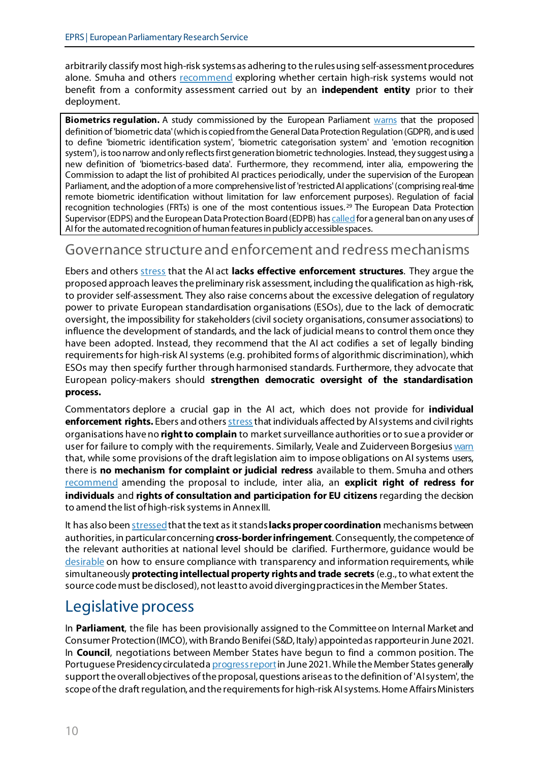arbitrarily classify most high-risk systems as adhering to the rules using self-assessment procedures alone. Smuha and others recommend exploring whether certain high-risk systems would not benefit from a conformity assessment carried out by an **independent entity** prior to their deployment.

> **Biometrics regulation.** A study commissioned by the European Parliament warns that the proposed definition of 'biometric data' (which is copied from the General Data Protection Regulation (GDPR), and is used to define 'biometric identification system', 'biometric categorisation system' and 'emotion recognition system'), is too narrow and only reflects first generation biometric technologies. Instead, they suggest using a new definition of 'biometrics-based data'. Furthermore, they recommend, inter alia, empowering the Commission to adapt the list of prohibited AI practices periodically, under the supervision of the European Parliament, and the adoption of a more comprehensive list of 'restricted AI applications' (comprising real-time remote biometric identification without limitation for law enforcement purposes). Regulation of facial recognition technologies (FRTs) is one of the most contentious issues.[29] The European Data Protection Supervisor (EDPS) and the European Data Protection Board (EDPB) has called for a general ban on any uses of AI for the automated recognition of human features in publicly accessible spaces.

## Governance structure and enforcement and redress mechanisms

Ebers and others stress that the AI act **lacks effective enforcement structures**. They argue the proposed approach leaves the preliminary risk assessment, including the qualification as high-risk, to provider self-assessment. They also raise concerns about the excessive delegation of regulatory power to private European standardisation organisations (ESOs), due to the lack of democratic oversight, the impossibility for stakeholders (civil society organisations, consumer associations) to influence the development of standards, and the lack of judicial means to control them once they have been adopted. Instead, they recommend that the AI act codifies a set of legally binding requirements for high-risk AI systems (e.g. prohibited forms of algorithmic discrimination), which ESOs may then specify further through harmonised standards. Furthermore, they advocate that European policy-makers should **strengthen democratic oversight of the standardisation process.**

Commentators deplore a crucial gap in the AI act, which does not provide for **individual enforcement rights.** Ebers and others stress that individuals affected by AI systems and civil rights organisations have no **right to complain** to market surveillance authorities or to sue a provider or user for failure to comply with the requirements. Similarly, Veale and Zuiderveen Borgesius warn that, while some provisions of the draft legislation aim to impose obligations on AI systems users, there is **no mechanism for complaint or judicial redress** available to them. Smuha and others recommend amending the proposal to include, inter alia, an **explicit right of redress for individuals** and **rights of consultation and participation for EU citizens** regarding the decision to amend the list of high-risk systems in Annex III.

It has also been stressed that the text as it stands **lacks proper coordination** mechanisms between authorities, in particular concerning **cross-border infringement**. Consequently, the competence of the relevant authorities at national level should be clarified. Furthermore, guidance would be desirable on how to ensure compliance with transparency and information requirements, while simultaneously **protecting intellectual property rights and trade secrets** (e.g., to what extent the source code must be disclosed), not least to avoid diverging practices in the Member States.

# Legislative process

In **Parliament**, the file has been provisionally assigned to the Committee on Internal Market and Consumer Protection (IMCO), with Brando Benifei (S&D, Italy) appointed as rapporteur in June 2021. In **Council**, negotiations between Member States have begun to find a common position. The Portuguese Presidency circulated a progress report in June 2021. While the Member States generally support the overall objectives of the proposal, questions arise as to the definition of 'AI system', the scope of the draft regulation, and the requirements for high-risk AI systems. Home Affairs Ministers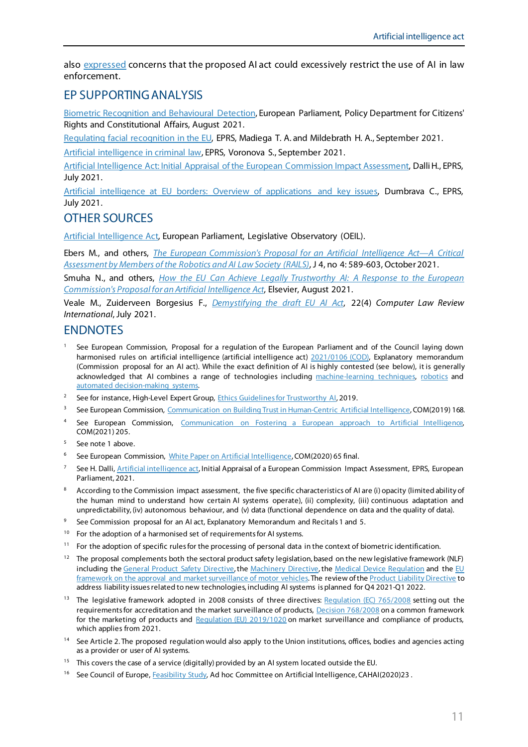also expressed concerns that the proposed AI act could excessively restrict the use of AI in law enforcement.

## EP SUPPORTING ANALYSIS

Biometric Recognition and Behavioural Detection, European Parliament, Policy Department for Citizens' Rights and Constitutional Affairs, August 2021.

Regulating facial recognition in the EU, EPRS, Madiega T. A. and Mildebrath H. A., September 2021.

Artificial intelligence in criminal law, EPRS, Voronova S., September 2021.

Artificial Intelligence Act: Initial Appraisal of the European Commission Impact Assessment, Dalli H., EPRS, July 2021.

Artificial intelligence at EU borders: Overview of applications and key issues, Dumbrava C., EPRS, July 2021.

## OTHER SOURCES

Artificial Intelligence Act, European Parliament, Legislative Observatory (OEIL).

Ebers M., and others, *The European Commission's Proposal for an Artificial Intelligence Act—A Critical Assessment by Members of the Robotics and AI Law Society (RAILS)*, J 4, no 4: 589-603, October 2021.

Smuha N., and others, *How the EU Can Achieve Legally Trustworthy AI: A Response to the European Commission's Proposal for an Artificial Intelligence Act*, Elsevier, August 2021.

Veale M., Zuiderveen Borgesius F., *Demystifying the draft EU AI Act*, 22(4) *Computer Law Review International*, July 2021.

## ENDNOTES

1. See European Commission, Proposal for a regulation of the European Parliament and of the Council laying down harmonised rules on artificial intelligence (artificial intelligence act) 2021/0106 (COD), Explanatory memorandum (Commission proposal for an AI act). While the exact definition of AI is highly contested (see below), it is generally acknowledged that AI combines a range of technologies including machine-learning techniques, robotics and automated decision-making systems.
2. See for instance, High-Level Expert Group, Ethics Guidelines for Trustworthy AI, 2019.
3. See European Commission, Communication on Building Trust in Human-Centric Artificial Intelligence, COM(2019) 168.
4. See European Commission, Communication on Fostering a European approach to Artificial Intelligence, COM(2021) 205.
5. See note 1 above.
6. See European Commission, White Paper on Artificial Intelligence, COM(2020) 65 final.
7. See H. Dalli, Artificial intelligence act, Initial Appraisal of a European Commission Impact Assessment, EPRS, European Parliament, 2021.
8. According to the Commission impact assessment, the five specific characteristics of AI are (i) opacity (limited ability of the human mind to understand how certain AI systems operate), (ii) complexity, (iii) continuous adaptation and unpredictability, (iv) autonomous behaviour, and (v) data (functional dependence on data and the quality of data).
9. See Commission proposal for an AI act, Explanatory Memorandum and Recitals 1 and 5.
10. For the adoption of a harmonised set of requirements for AI systems.
11. For the adoption of specific rules for the processing of personal data in the context of biometric identification.
12. The proposal complements both the sectoral product safety legislation, based on the new legislative framework (NLF) including the General Product Safety Directive, the Machinery Directive, the Medical Device Regulation and the EU framework on the approval and market surveillance of motor vehicles. The review of the Product Liability Directive to address liability issues related to new technologies, including AI systems is planned for Q4 2021-Q1 2022.
13. The legislative framework adopted in 2008 consists of three directives: Regulation (EC) 765/2008 setting out the requirements for accreditation and the market surveillance of products, Decision 768/2008 on a common framework for the marketing of products and Regulation (EU) 2019/1020 on market surveillance and compliance of products, which applies from 2021.
14. See Article 2. The proposed regulation would also apply to the Union institutions, offices, bodies and agencies acting as a provider or user of AI systems.
15. This covers the case of a service (digitally) provided by an AI system located outside the EU.
16. See Council of Europe, Feasibility Study, Ad hoc Committee on Artificial Intelligence, CAHAI(2020)23 .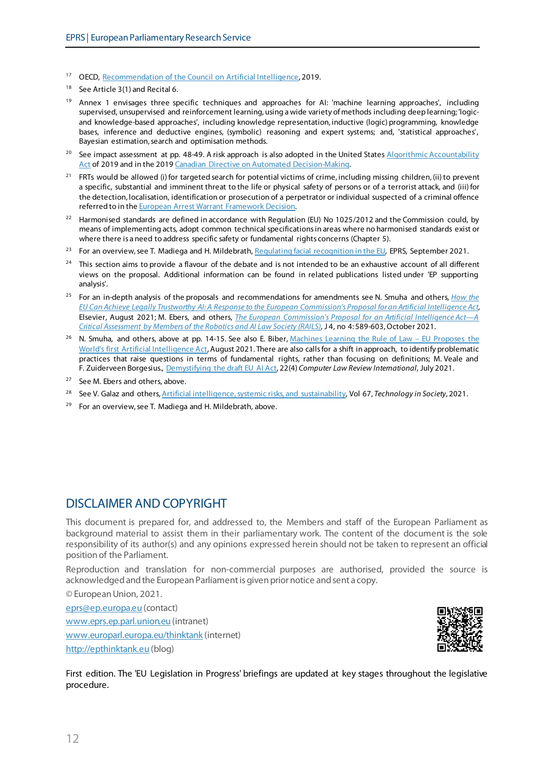[17] OECD, Recommendation of the Council on Artificial Intelligence, 2019.

[18] See Article 3(1) and Recital 6.

[19] Annex 1 envisages three specific techniques and approaches for AI: 'machine learning approaches', including supervised, unsupervised and reinforcement learning, using a wide variety of methods including deep learning; 'logic- and knowledge-based approaches', including knowledge representation, inductive (logic) programming, knowledge bases, inference and deductive engines, (symbolic) reasoning and expert systems; and, 'statistical approaches', Bayesian estimation, search and optimisation methods.

[20] See impact assessment at pp. 48-49. A risk approach is also adopted in the United States Algorithmic Accountability Act of 2019 and in the 2019 Canadian Directive on Automated Decision-Making.

[21] FRTs would be allowed (i) for targeted search for potential victims of crime, including missing children, (ii) to prevent a specific, substantial and imminent threat to the life or physical safety of persons or of a terrorist attack, and (iii) for the detection, localisation, identification or prosecution of a perpetrator or individual suspected of a criminal offence referred to in the European Arrest Warrant Framework Decision.

[22] Harmonised standards are defined in accordance with Regulation (EU) No 1025/2012 and the Commission could, by means of implementing acts, adopt common technical specifications in areas where no harmonised standards exist or where there is a need to address specific safety or fundamental rights concerns (Chapter 5).

[23] For an overview, see T. Madiega and H. Mildebrath, Regulating facial recognition in the EU, EPRS, September 2021.

[24] This section aims to provide a flavour of the debate and is not intended to be an exhaustive account of all different views on the proposal. Additional information can be found in related publications listed under 'EP supporting analysis'.

[25] For an in-depth analysis of the proposals and recommendations for amendments see N. Smuha and others, *How the EU Can Achieve Legally Trustworthy AI: A Response to the European Commission's Proposal for an Artificial Intelligence Act*, Elsevier, August 2021; M. Ebers, and others, *The European Commission's Proposal for an Artificial Intelligence Act—A Critical Assessment by Members of the Robotics and AI Law Society (RAILS)*, J 4, no 4: 589-603, October 2021.

[26] N. Smuha, and others, above at pp. 14-15. See also E. Biber, Machines Learning the Rule of Law – EU Proposes the World's first Artificial Intelligence Act, August 2021. There are also calls for a shift in approach, to identify problematic practices that raise questions in terms of fundamental rights, rather than focusing on definitions; M. Veale and F. Zuiderveen Borgesius., Demystifying the draft EU AI Act, 22(4) *Computer Law Review International*, July 2021.

[27] See M. Ebers and others, above.

[28] See V. Galaz and others, Artificial intelligence, systemic risks, and sustainability, Vol 67, *Technology in Society*, 2021.

[29] For an overview, see T. Madiega and H. Mildebrath, above.

## DISCLAIMER AND COPYRIGHT

This document is prepared for, and addressed to, the Members and staff of the European Parliament as background material to assist them in their parliamentary work. The content of the document is the sole responsibility of its author(s) and any opinions expressed herein should not be taken to represent an official position of the Parliament.

Reproduction and translation for non-commercial purposes are authorised, provided the source is acknowledged and the European Parliament is given prior notice and sent a copy.

© European Union, 2021.

eprs@ep.europa.eu (contact)

www.eprs.ep.parl.union.eu (intranet)

www.europarl.europa.eu/thinktank (internet)

http://epthinktank.eu (blog)

First edition. The 'EU Legislation in Progress' briefings are updated at key stages throughout the legislative procedure.